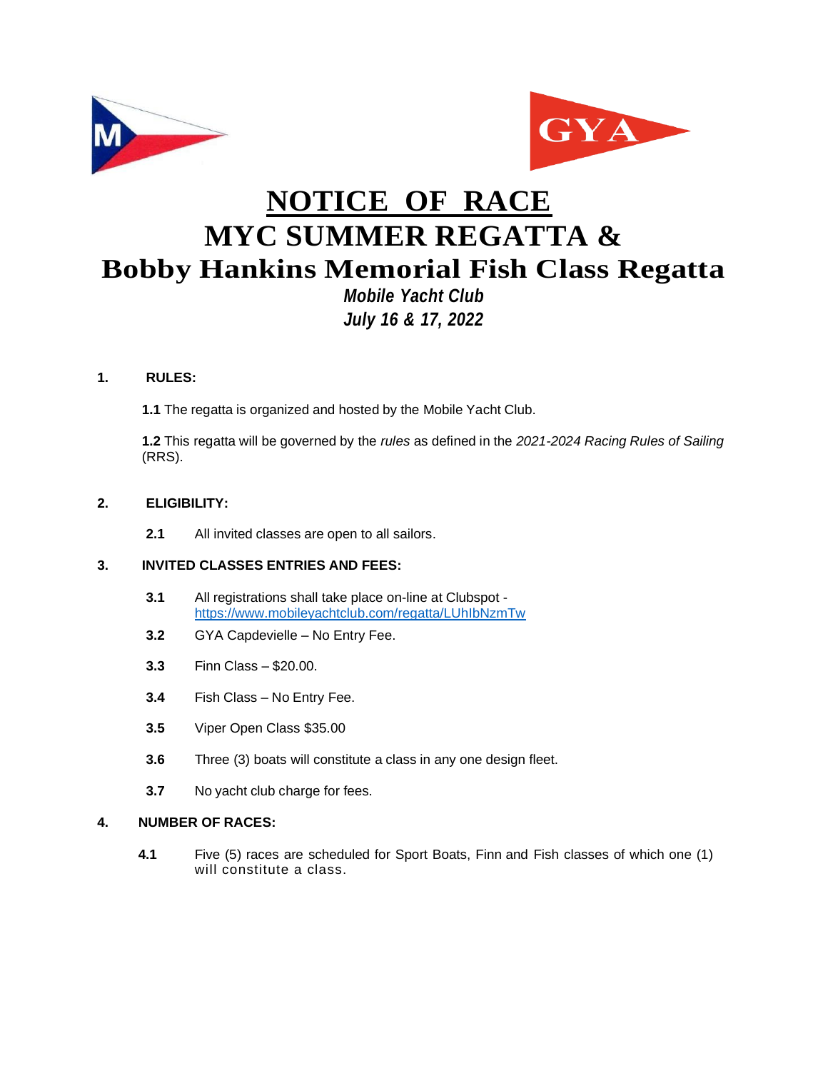# NOTICE OF RACE

# MYC SUMMER REGATTA &

# Bobby Hankins Memorial Fish Class Regatta

***Mobile Yacht Club***

***July 16 & 17, 2022***

**1. RULES:**

**1.1** The regatta is organized and hosted by the Mobile Yacht Club.

**1.2** This regatta will be governed by the *rules* as defined in the *2021-2024 Racing Rules of Sailing* (RRS).

**2. ELIGIBILITY:**

**2.1** All invited classes are open to all sailors.

**3. INVITED CLASSES ENTRIES AND FEES:**

**3.1** All registrations shall take place on-line at Clubspot - https://www.mobileyachtclub.com/regatta/LUhIbNzmTw

**3.2** GYA Capdevielle – No Entry Fee.

**3.3** Finn Class – $20.00.

**3.4** Fish Class – No Entry Fee.

**3.5** Viper Open Class $35.00

**3.6** Three (3) boats will constitute a class in any one design fleet.

**3.7** No yacht club charge for fees.

**4. NUMBER OF RACES:**

**4.1** Five (5) races are scheduled for Sport Boats, Finn and Fish classes of which one (1) will constitute a class.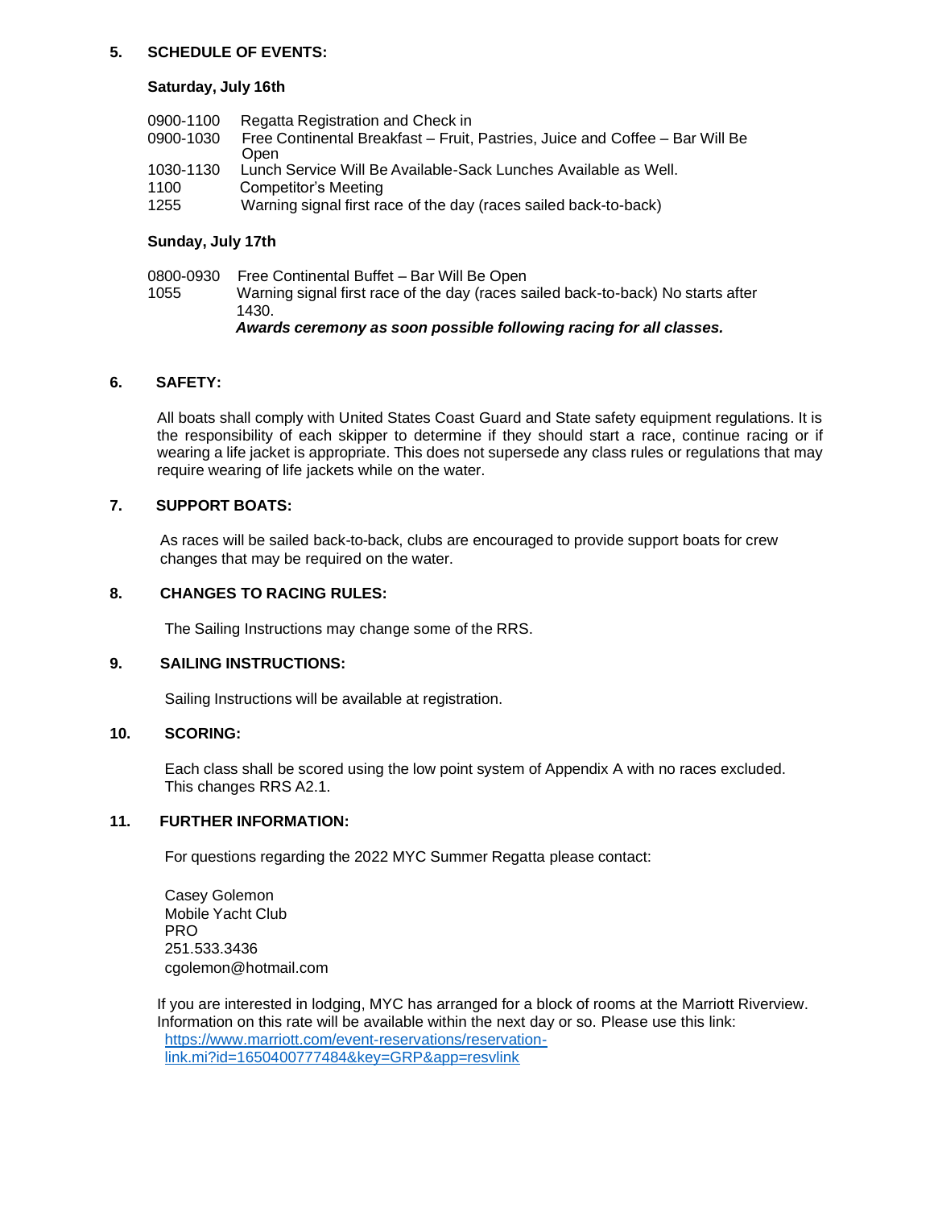## 5. SCHEDULE OF EVENTS:

### Saturday, July 16th

| | |
|---|---|
| 0900-1100 | Regatta Registration and Check in |
| 0900-1030 | Free Continental Breakfast – Fruit, Pastries, Juice and Coffee – Bar Will Be Open |
| 1030-1130 | Lunch Service Will Be Available-Sack Lunches Available as Well. |
| 1100 | Competitor's Meeting |
| 1255 | Warning signal first race of the day (races sailed back-to-back) |

### Sunday, July 17th

| | |
|---|---|
| 0800-0930 | Free Continental Buffet – Bar Will Be Open |
| 1055 | Warning signal first race of the day (races sailed back-to-back) No starts after 1430. |

***Awards ceremony as soon possible following racing for all classes.***

## 6. SAFETY:

All boats shall comply with United States Coast Guard and State safety equipment regulations. It is the responsibility of each skipper to determine if they should start a race, continue racing or if wearing a life jacket is appropriate. This does not supersede any class rules or regulations that may require wearing of life jackets while on the water.

## 7. SUPPORT BOATS:

As races will be sailed back-to-back, clubs are encouraged to provide support boats for crew changes that may be required on the water.

## 8. CHANGES TO RACING RULES:

The Sailing Instructions may change some of the RRS.

## 9. SAILING INSTRUCTIONS:

Sailing Instructions will be available at registration.

## 10. SCORING:

Each class shall be scored using the low point system of Appendix A with no races excluded. This changes RRS A2.1.

## 11. FURTHER INFORMATION:

For questions regarding the 2022 MYC Summer Regatta please contact:

Casey Golemon
Mobile Yacht Club
PRO
251.533.3436
cgolemon@hotmail.com

If you are interested in lodging, MYC has arranged for a block of rooms at the Marriott Riverview. Information on this rate will be available within the next day or so. Please use this link:
https://www.marriott.com/event-reservations/reservation-link.mi?id=1650400777484&key=GRP&app=resvlink